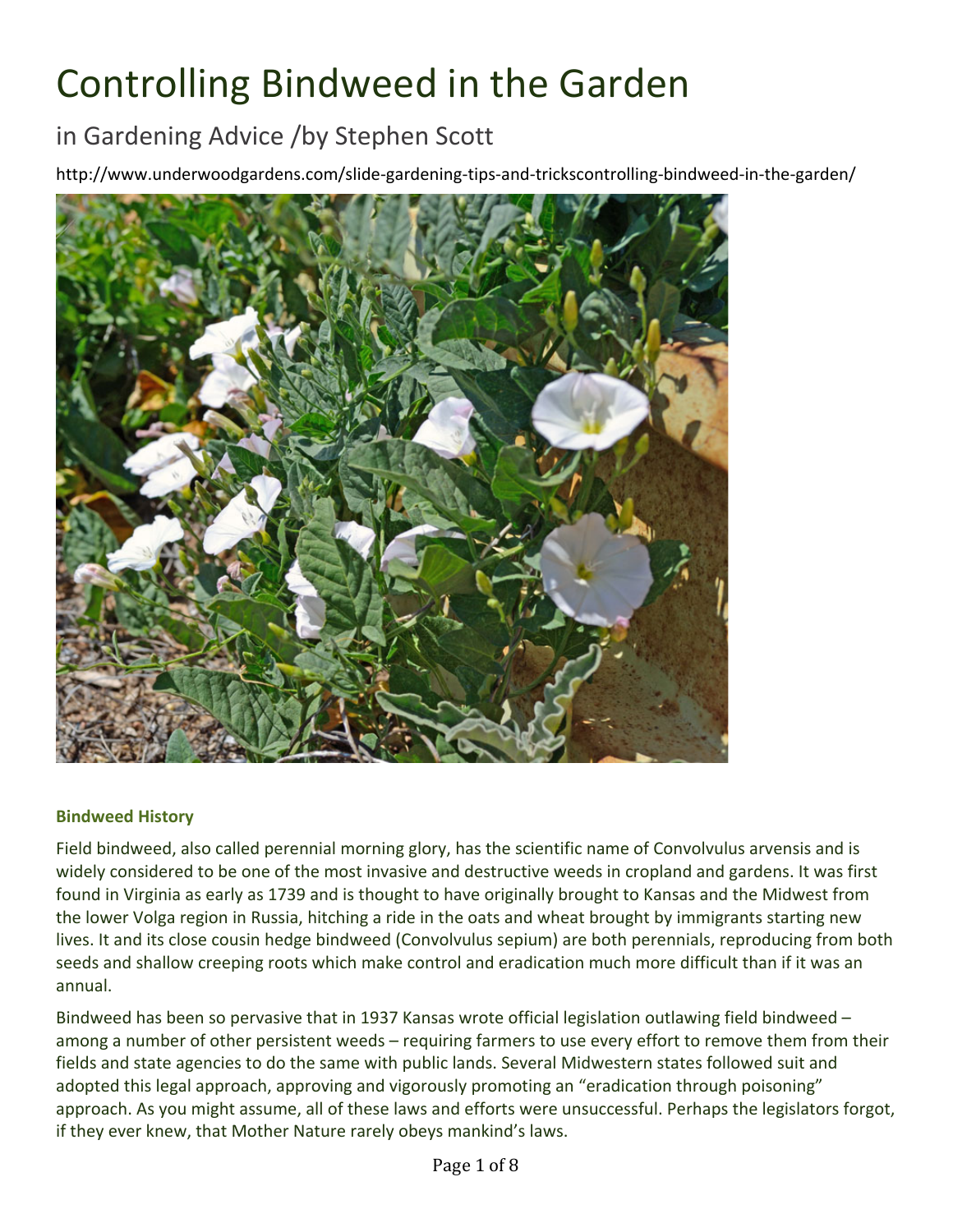# Controlling Bindweed in the Garden

## in Gardening Advice /by Stephen Scott

http://www.underwoodgardens.com/slide-gardening-tips-and-trickscontrolling-bindweed-in-the-garden/

### Bindweed History

Field bindweed, also called perennial morning glory, has the scientific name of Convolvulus arvensis and is widely considered to be one of the most invasive and destructive weeds in cropland and gardens. It was first found in Virginia as early as 1739 and is thought to have originally brought to Kansas and the Midwest from the lower Volga region in Russia, hitching a ride in the oats and wheat brought by immigrants starting new lives. It and its close cousin hedge bindweed (Convolvulus sepium) are both perennials, reproducing from both seeds and shallow creeping roots which make control and eradication much more difficult than if it was an annual.

Bindweed has been so pervasive that in 1937 Kansas wrote official legislation outlawing field bindweed – among a number of other persistent weeds – requiring farmers to use every effort to remove them from their fields and state agencies to do the same with public lands. Several Midwestern states followed suit and adopted this legal approach, approving and vigorously promoting an "eradication through poisoning" approach. As you might assume, all of these laws and efforts were unsuccessful. Perhaps the legislators forgot, if they ever knew, that Mother Nature rarely obeys mankind's laws.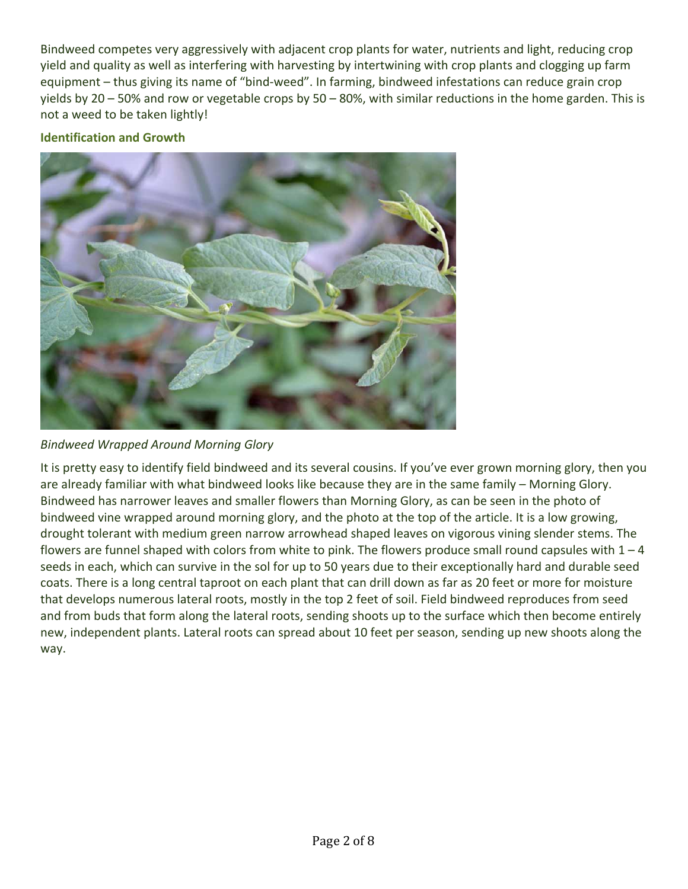Bindweed competes very aggressively with adjacent crop plants for water, nutrients and light, reducing crop yield and quality as well as interfering with harvesting by intertwining with crop plants and clogging up farm equipment – thus giving its name of “bind-weed”. In farming, bindweed infestations can reduce grain crop yields by 20 – 50% and row or vegetable crops by 50 – 80%, with similar reductions in the home garden. This is not a weed to be taken lightly!

**Identification and Growth**

*Bindweed Wrapped Around Morning Glory*

It is pretty easy to identify field bindweed and its several cousins. If you’ve ever grown morning glory, then you are already familiar with what bindweed looks like because they are in the same family – Morning Glory. Bindweed has narrower leaves and smaller flowers than Morning Glory, as can be seen in the photo of bindweed vine wrapped around morning glory, and the photo at the top of the article. It is a low growing, drought tolerant with medium green narrow arrowhead shaped leaves on vigorous vining slender stems. The flowers are funnel shaped with colors from white to pink. The flowers produce small round capsules with 1 – 4 seeds in each, which can survive in the sol for up to 50 years due to their exceptionally hard and durable seed coats. There is a long central taproot on each plant that can drill down as far as 20 feet or more for moisture that develops numerous lateral roots, mostly in the top 2 feet of soil. Field bindweed reproduces from seed and from buds that form along the lateral roots, sending shoots up to the surface which then become entirely new, independent plants. Lateral roots can spread about 10 feet per season, sending up new shoots along the way.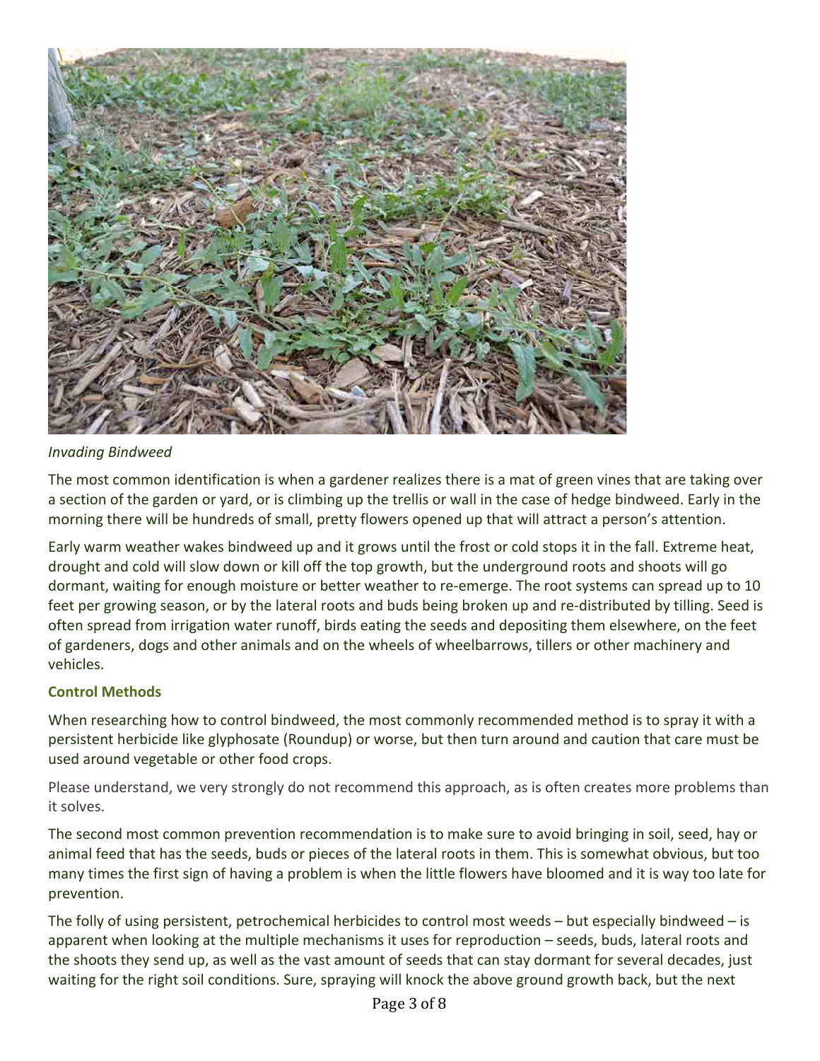*Invading Bindweed*

The most common identification is when a gardener realizes there is a mat of green vines that are taking over a section of the garden or yard, or is climbing up the trellis or wall in the case of hedge bindweed. Early in the morning there will be hundreds of small, pretty flowers opened up that will attract a person's attention.

Early warm weather wakes bindweed up and it grows until the frost or cold stops it in the fall. Extreme heat, drought and cold will slow down or kill off the top growth, but the underground roots and shoots will go dormant, waiting for enough moisture or better weather to re-emerge. The root systems can spread up to 10 feet per growing season, or by the lateral roots and buds being broken up and re-distributed by tilling. Seed is often spread from irrigation water runoff, birds eating the seeds and depositing them elsewhere, on the feet of gardeners, dogs and other animals and on the wheels of wheelbarrows, tillers or other machinery and vehicles.

### Control Methods

When researching how to control bindweed, the most commonly recommended method is to spray it with a persistent herbicide like glyphosate (Roundup) or worse, but then turn around and caution that care must be used around vegetable or other food crops.

Please understand, we very strongly do not recommend this approach, as is often creates more problems than it solves.

The second most common prevention recommendation is to make sure to avoid bringing in soil, seed, hay or animal feed that has the seeds, buds or pieces of the lateral roots in them. This is somewhat obvious, but too many times the first sign of having a problem is when the little flowers have bloomed and it is way too late for prevention.

The folly of using persistent, petrochemical herbicides to control most weeds – but especially bindweed – is apparent when looking at the multiple mechanisms it uses for reproduction – seeds, buds, lateral roots and the shoots they send up, as well as the vast amount of seeds that can stay dormant for several decades, just waiting for the right soil conditions. Sure, spraying will knock the above ground growth back, but the next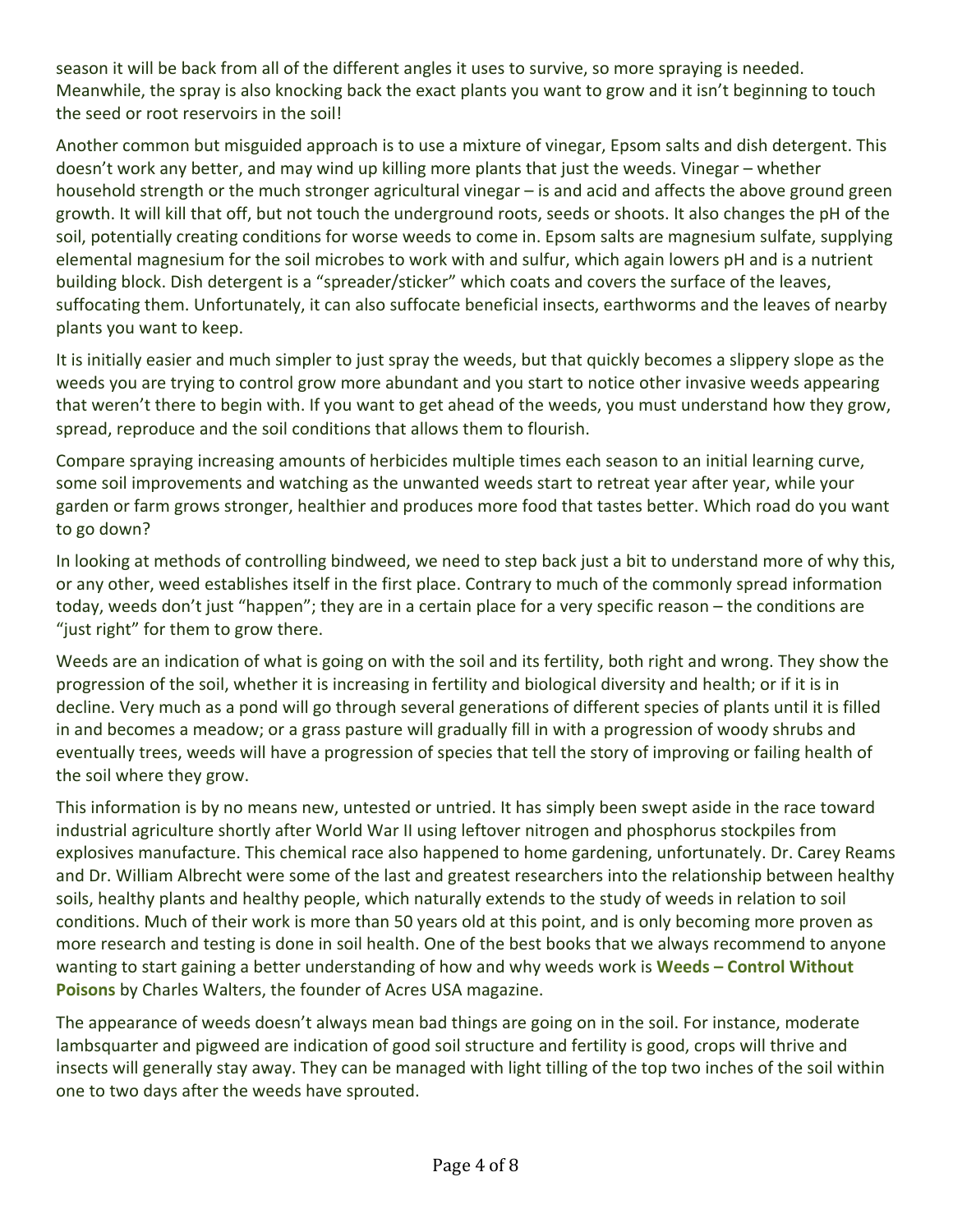season it will be back from all of the different angles it uses to survive, so more spraying is needed. Meanwhile, the spray is also knocking back the exact plants you want to grow and it isn't beginning to touch the seed or root reservoirs in the soil!

Another common but misguided approach is to use a mixture of vinegar, Epsom salts and dish detergent. This doesn't work any better, and may wind up killing more plants that just the weeds. Vinegar – whether household strength or the much stronger agricultural vinegar – is and acid and affects the above ground green growth. It will kill that off, but not touch the underground roots, seeds or shoots. It also changes the pH of the soil, potentially creating conditions for worse weeds to come in. Epsom salts are magnesium sulfate, supplying elemental magnesium for the soil microbes to work with and sulfur, which again lowers pH and is a nutrient building block. Dish detergent is a "spreader/sticker" which coats and covers the surface of the leaves, suffocating them. Unfortunately, it can also suffocate beneficial insects, earthworms and the leaves of nearby plants you want to keep.

It is initially easier and much simpler to just spray the weeds, but that quickly becomes a slippery slope as the weeds you are trying to control grow more abundant and you start to notice other invasive weeds appearing that weren't there to begin with. If you want to get ahead of the weeds, you must understand how they grow, spread, reproduce and the soil conditions that allows them to flourish.

Compare spraying increasing amounts of herbicides multiple times each season to an initial learning curve, some soil improvements and watching as the unwanted weeds start to retreat year after year, while your garden or farm grows stronger, healthier and produces more food that tastes better. Which road do you want to go down?

In looking at methods of controlling bindweed, we need to step back just a bit to understand more of why this, or any other, weed establishes itself in the first place. Contrary to much of the commonly spread information today, weeds don't just "happen"; they are in a certain place for a very specific reason – the conditions are "just right" for them to grow there.

Weeds are an indication of what is going on with the soil and its fertility, both right and wrong. They show the progression of the soil, whether it is increasing in fertility and biological diversity and health; or if it is in decline. Very much as a pond will go through several generations of different species of plants until it is filled in and becomes a meadow; or a grass pasture will gradually fill in with a progression of woody shrubs and eventually trees, weeds will have a progression of species that tell the story of improving or failing health of the soil where they grow.

This information is by no means new, untested or untried. It has simply been swept aside in the race toward industrial agriculture shortly after World War II using leftover nitrogen and phosphorus stockpiles from explosives manufacture. This chemical race also happened to home gardening, unfortunately. Dr. Carey Reams and Dr. William Albrecht were some of the last and greatest researchers into the relationship between healthy soils, healthy plants and healthy people, which naturally extends to the study of weeds in relation to soil conditions. Much of their work is more than 50 years old at this point, and is only becoming more proven as more research and testing is done in soil health. One of the best books that we always recommend to anyone wanting to start gaining a better understanding of how and why weeds work is **Weeds – Control Without Poisons** by Charles Walters, the founder of Acres USA magazine.

The appearance of weeds doesn't always mean bad things are going on in the soil. For instance, moderate lambsquarter and pigweed are indication of good soil structure and fertility is good, crops will thrive and insects will generally stay away. They can be managed with light tilling of the top two inches of the soil within one to two days after the weeds have sprouted.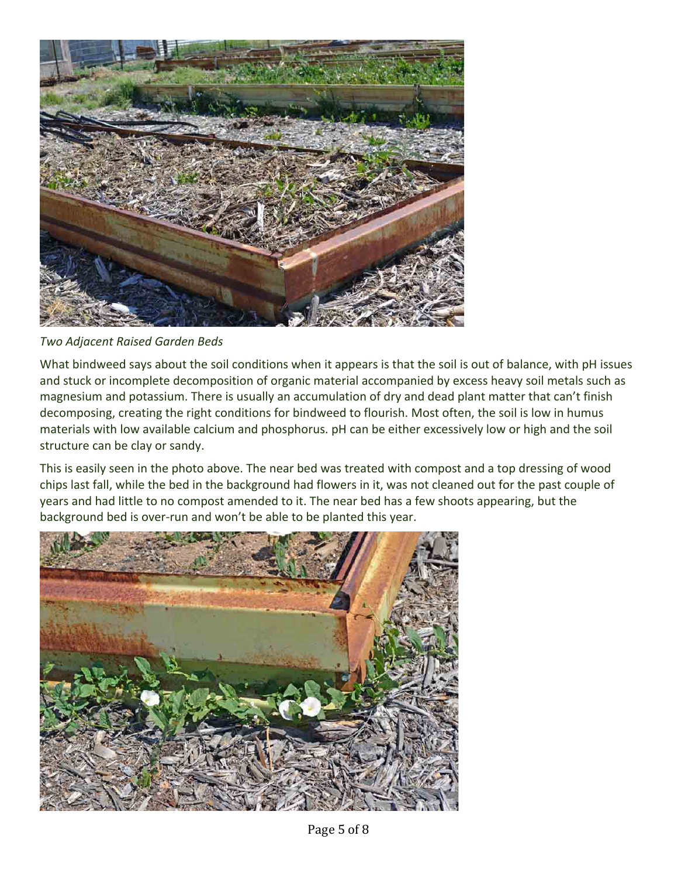*Two Adjacent Raised Garden Beds*

What bindweed says about the soil conditions when it appears is that the soil is out of balance, with pH issues and stuck or incomplete decomposition of organic material accompanied by excess heavy soil metals such as magnesium and potassium. There is usually an accumulation of dry and dead plant matter that can't finish decomposing, creating the right conditions for bindweed to flourish. Most often, the soil is low in humus materials with low available calcium and phosphorus. pH can be either excessively low or high and the soil structure can be clay or sandy.

This is easily seen in the photo above. The near bed was treated with compost and a top dressing of wood chips last fall, while the bed in the background had flowers in it, was not cleaned out for the past couple of years and had little to no compost amended to it. The near bed has a few shoots appearing, but the background bed is over-run and won't be able to be planted this year.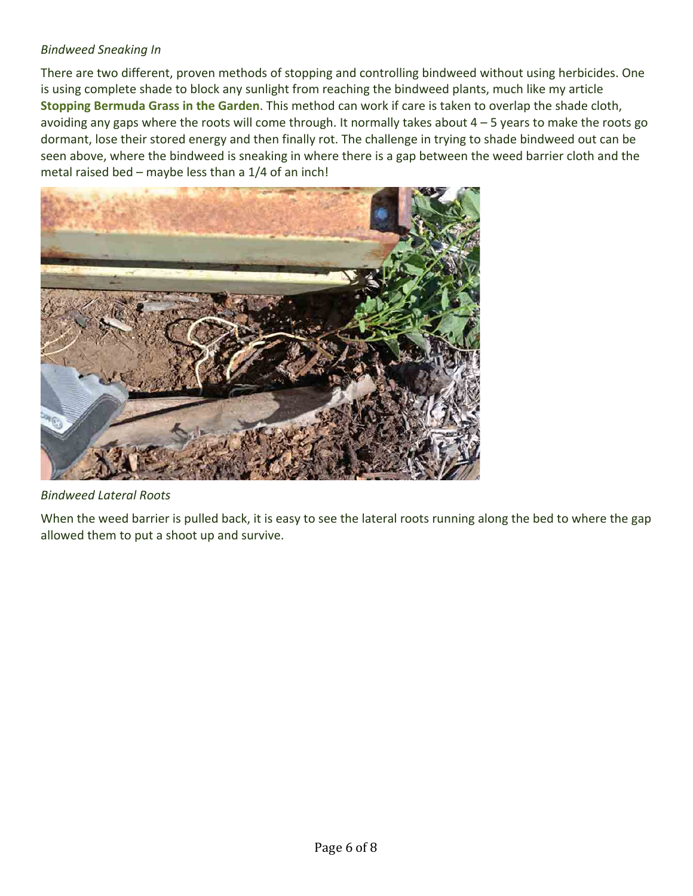*Bindweed Sneaking In*

There are two different, proven methods of stopping and controlling bindweed without using herbicides. One is using complete shade to block any sunlight from reaching the bindweed plants, much like my article **Stopping Bermuda Grass in the Garden**. This method can work if care is taken to overlap the shade cloth, avoiding any gaps where the roots will come through. It normally takes about 4 – 5 years to make the roots go dormant, lose their stored energy and then finally rot. The challenge in trying to shade bindweed out can be seen above, where the bindweed is sneaking in where there is a gap between the weed barrier cloth and the metal raised bed – maybe less than a 1/4 of an inch!

*Bindweed Lateral Roots*

When the weed barrier is pulled back, it is easy to see the lateral roots running along the bed to where the gap allowed them to put a shoot up and survive.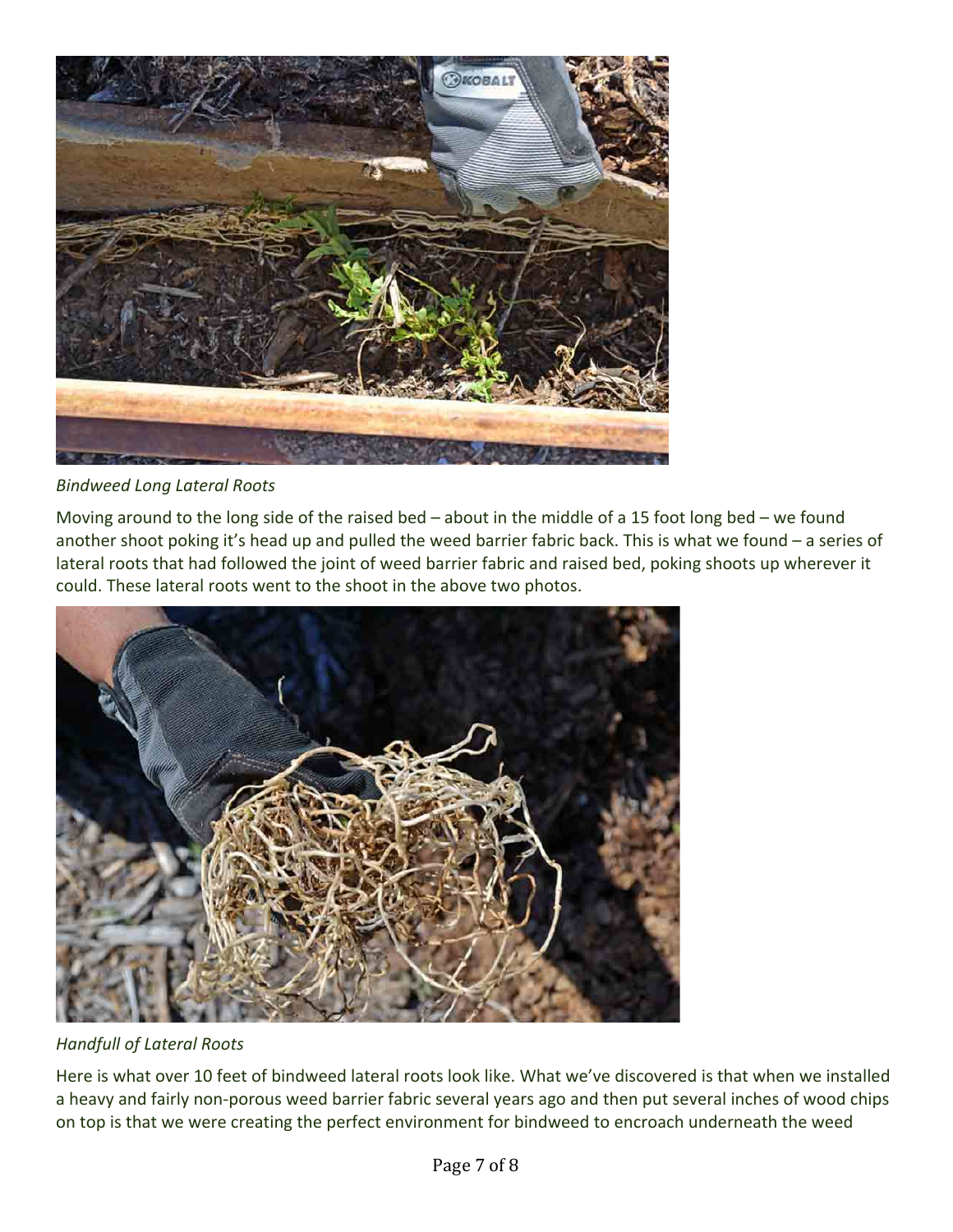*Bindweed Long Lateral Roots*

Moving around to the long side of the raised bed – about in the middle of a 15 foot long bed – we found another shoot poking it's head up and pulled the weed barrier fabric back. This is what we found – a series of lateral roots that had followed the joint of weed barrier fabric and raised bed, poking shoots up wherever it could. These lateral roots went to the shoot in the above two photos.

*Handfull of Lateral Roots*

Here is what over 10 feet of bindweed lateral roots look like. What we've discovered is that when we installed a heavy and fairly non-porous weed barrier fabric several years ago and then put several inches of wood chips on top is that we were creating the perfect environment for bindweed to encroach underneath the weed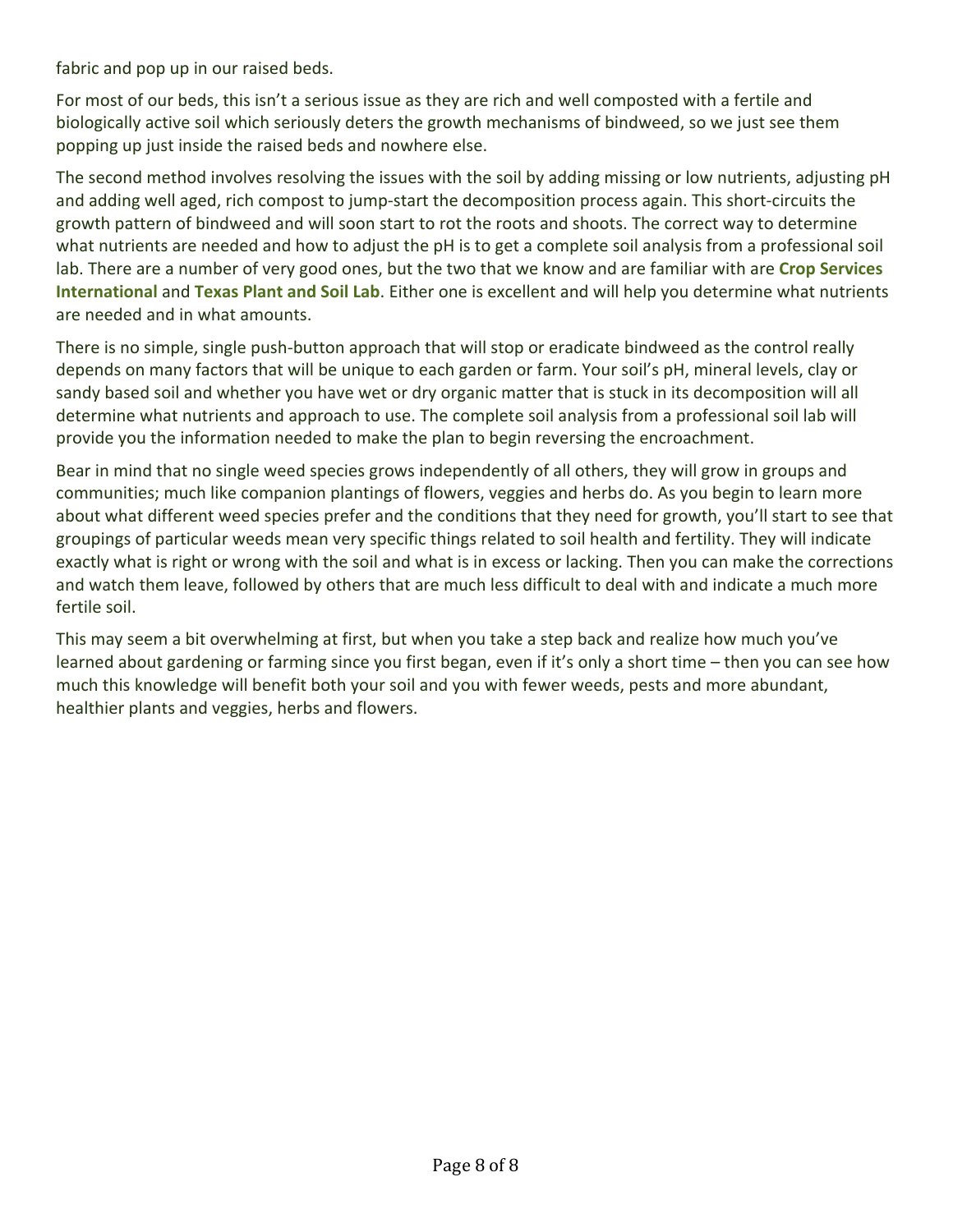fabric and pop up in our raised beds.

For most of our beds, this isn't a serious issue as they are rich and well composted with a fertile and biologically active soil which seriously deters the growth mechanisms of bindweed, so we just see them popping up just inside the raised beds and nowhere else.

The second method involves resolving the issues with the soil by adding missing or low nutrients, adjusting pH and adding well aged, rich compost to jump-start the decomposition process again. This short-circuits the growth pattern of bindweed and will soon start to rot the roots and shoots. The correct way to determine what nutrients are needed and how to adjust the pH is to get a complete soil analysis from a professional soil lab. There are a number of very good ones, but the two that we know and are familiar with are **Crop Services International** and **Texas Plant and Soil Lab**. Either one is excellent and will help you determine what nutrients are needed and in what amounts.

There is no simple, single push-button approach that will stop or eradicate bindweed as the control really depends on many factors that will be unique to each garden or farm. Your soil's pH, mineral levels, clay or sandy based soil and whether you have wet or dry organic matter that is stuck in its decomposition will all determine what nutrients and approach to use. The complete soil analysis from a professional soil lab will provide you the information needed to make the plan to begin reversing the encroachment.

Bear in mind that no single weed species grows independently of all others, they will grow in groups and communities; much like companion plantings of flowers, veggies and herbs do. As you begin to learn more about what different weed species prefer and the conditions that they need for growth, you'll start to see that groupings of particular weeds mean very specific things related to soil health and fertility. They will indicate exactly what is right or wrong with the soil and what is in excess or lacking. Then you can make the corrections and watch them leave, followed by others that are much less difficult to deal with and indicate a much more fertile soil.

This may seem a bit overwhelming at first, but when you take a step back and realize how much you've learned about gardening or farming since you first began, even if it's only a short time – then you can see how much this knowledge will benefit both your soil and you with fewer weeds, pests and more abundant, healthier plants and veggies, herbs and flowers.